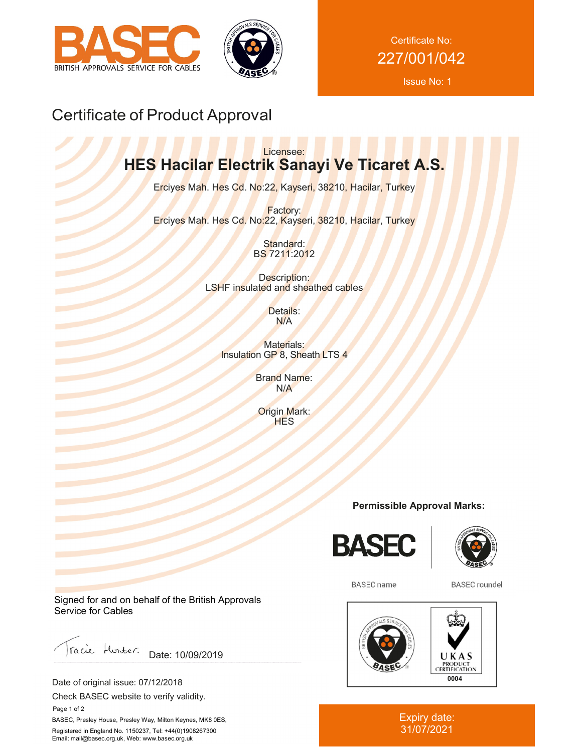BASEC
BRITISH APPROVALS SERVICE FOR CABLES

Certificate No:
227/001/042
Issue No: 1

# Certificate of Product Approval

Licensee:
**HES Hacilar Electrik Sanayi Ve Ticaret A.S.**

Erciyes Mah. Hes Cd. No:22, Kayseri, 38210, Hacilar, Turkey

Factory:
Erciyes Mah. Hes Cd. No:22, Kayseri, 38210, Hacilar, Turkey

Standard:
BS 7211:2012

Description:
LSHF insulated and sheathed cables

Details:
N/A

Materials:
Insulation GP 8, Sheath LTS 4

Brand Name:
N/A

Origin Mark:
HES

**Permissible Approval Marks:**

BASEC name

BASEC roundel

UKAS PRODUCT CERTIFICATION 0004

Signed for and on behalf of the British Approvals Service for Cables

Tracie Hunter. Date: 10/09/2019

Date of original issue: 07/12/2018

Check BASEC website to verify validity.

BASEC, Presley House, Presley Way, Milton Keynes, MK8 0ES,

Registered in England No. 1150237, Tel: +44(0)1908267300

Email: mail@basec.org.uk, Web: www.basec.org.uk

Expiry date:
31/07/2021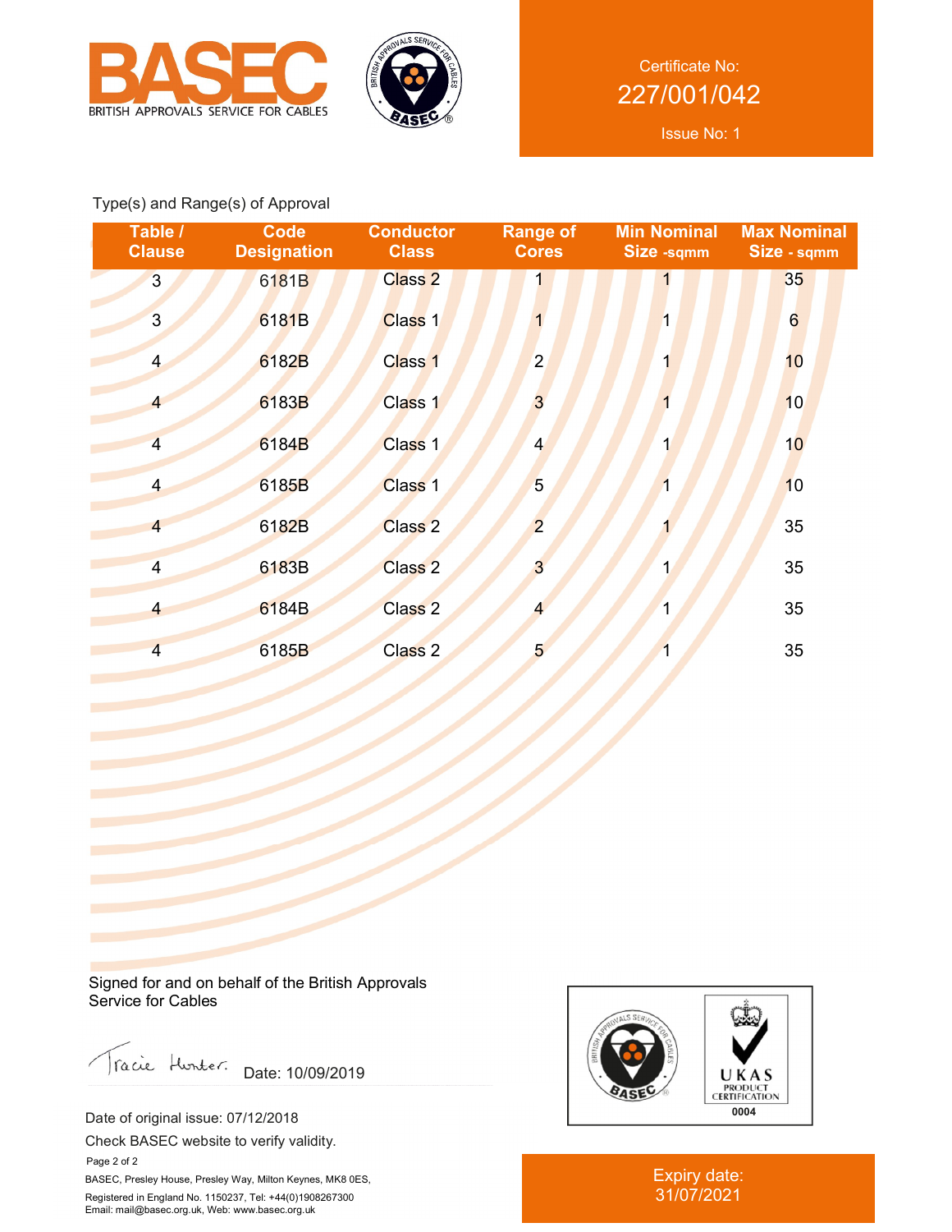BASEC
BRITISH APPROVALS SERVICE FOR CABLES

Certificate No:
227/001/042
Issue No: 1

Type(s) and Range(s) of Approval

| Table / Clause | Code Designation | Conductor Class | Range of Cores | Min Nominal Size -sqmm | Max Nominal Size - sqmm |
|---|---|---|---|---|---|
| 3 | 6181B | Class 2 | 1 | 1 | 35 |
| 3 | 6181B | Class 1 | 1 | 1 | 6 |
| 4 | 6182B | Class 1 | 2 | 1 | 10 |
| 4 | 6183B | Class 1 | 3 | 1 | 10 |
| 4 | 6184B | Class 1 | 4 | 1 | 10 |
| 4 | 6185B | Class 1 | 5 | 1 | 10 |
| 4 | 6182B | Class 2 | 2 | 1 | 35 |
| 4 | 6183B | Class 2 | 3 | 1 | 35 |
| 4 | 6184B | Class 2 | 4 | 1 | 35 |
| 4 | 6185B | Class 2 | 5 | 1 | 35 |

Signed for and on behalf of the British Approvals Service for Cables

Tracie Hunter. Date: 10/09/2019

Date of original issue: 07/12/2018

Check BASEC website to verify validity.

BASEC, Presley House, Presley Way, Milton Keynes, MK8 0ES,

Registered in England No. 1150237, Tel: +44(0)1908267300

Email: mail@basec.org.uk, Web: www.basec.org.uk

UKAS PRODUCT CERTIFICATION 0004

Expiry date: 31/07/2021